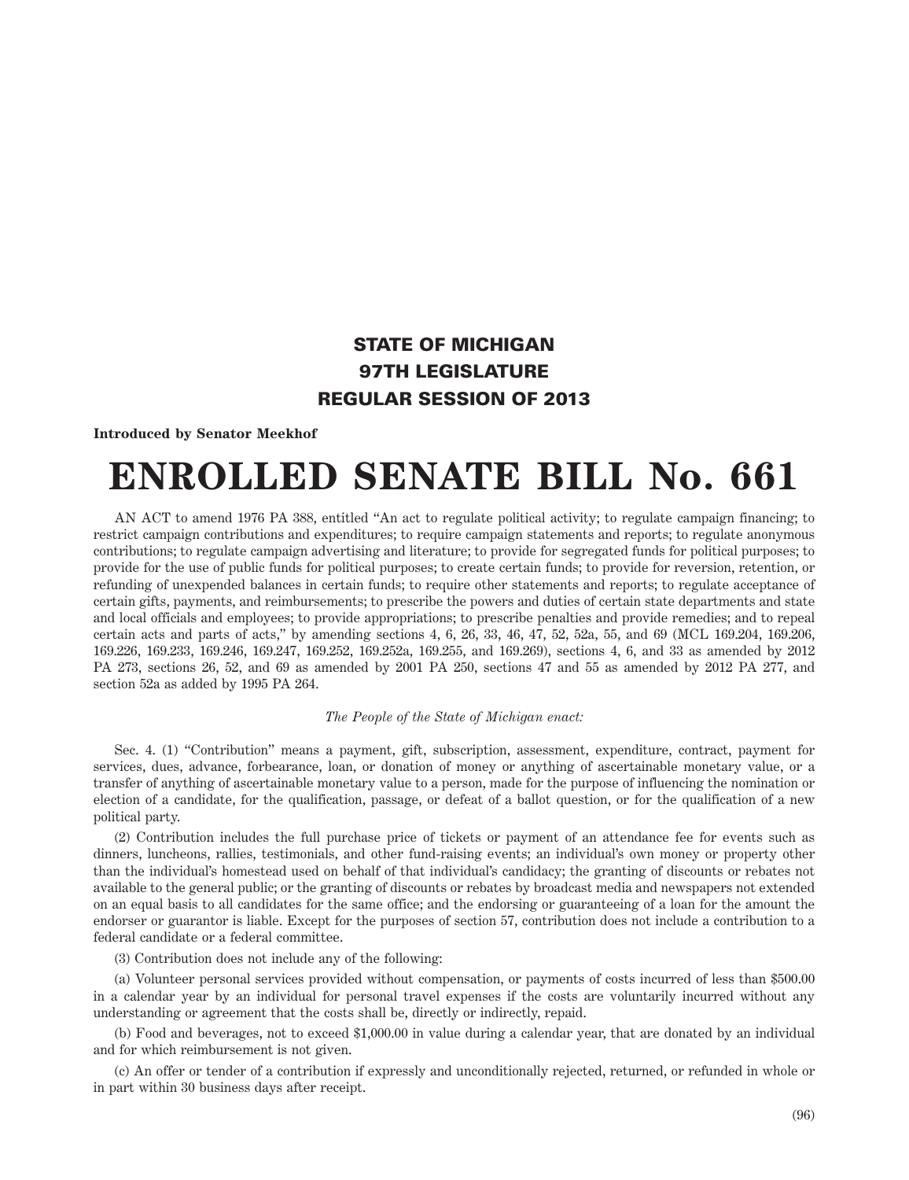**STATE OF MICHIGAN**
**97TH LEGISLATURE**
**REGULAR SESSION OF 2013**

**Introduced by Senator Meekhof**

# ENROLLED SENATE BILL No. 661

AN ACT to amend 1976 PA 388, entitled "An act to regulate political activity; to regulate campaign financing; to restrict campaign contributions and expenditures; to require campaign statements and reports; to regulate anonymous contributions; to regulate campaign advertising and literature; to provide for segregated funds for political purposes; to provide for the use of public funds for political purposes; to create certain funds; to provide for reversion, retention, or refunding of unexpended balances in certain funds; to require other statements and reports; to regulate acceptance of certain gifts, payments, and reimbursements; to prescribe the powers and duties of certain state departments and state and local officials and employees; to provide appropriations; to prescribe penalties and provide remedies; and to repeal certain acts and parts of acts," by amending sections 4, 6, 26, 33, 46, 47, 52, 52a, 55, and 69 (MCL 169.204, 169.206, 169.226, 169.233, 169.246, 169.247, 169.252, 169.252a, 169.255, and 169.269), sections 4, 6, and 33 as amended by 2012 PA 273, sections 26, 52, and 69 as amended by 2001 PA 250, sections 47 and 55 as amended by 2012 PA 277, and section 52a as added by 1995 PA 264.

*The People of the State of Michigan enact:*

Sec. 4. (1) "Contribution" means a payment, gift, subscription, assessment, expenditure, contract, payment for services, dues, advance, forbearance, loan, or donation of money or anything of ascertainable monetary value, or a transfer of anything of ascertainable monetary value to a person, made for the purpose of influencing the nomination or election of a candidate, for the qualification, passage, or defeat of a ballot question, or for the qualification of a new political party.

(2) Contribution includes the full purchase price of tickets or payment of an attendance fee for events such as dinners, luncheons, rallies, testimonials, and other fund-raising events; an individual's own money or property other than the individual's homestead used on behalf of that individual's candidacy; the granting of discounts or rebates not available to the general public; or the granting of discounts or rebates by broadcast media and newspapers not extended on an equal basis to all candidates for the same office; and the endorsing or guaranteeing of a loan for the amount the endorser or guarantor is liable. Except for the purposes of section 57, contribution does not include a contribution to a federal candidate or a federal committee.

(3) Contribution does not include any of the following:

(a) Volunteer personal services provided without compensation, or payments of costs incurred of less than $500.00 in a calendar year by an individual for personal travel expenses if the costs are voluntarily incurred without any understanding or agreement that the costs shall be, directly or indirectly, repaid.

(b) Food and beverages, not to exceed $1,000.00 in value during a calendar year, that are donated by an individual and for which reimbursement is not given.

(c) An offer or tender of a contribution if expressly and unconditionally rejected, returned, or refunded in whole or in part within 30 business days after receipt.

(96)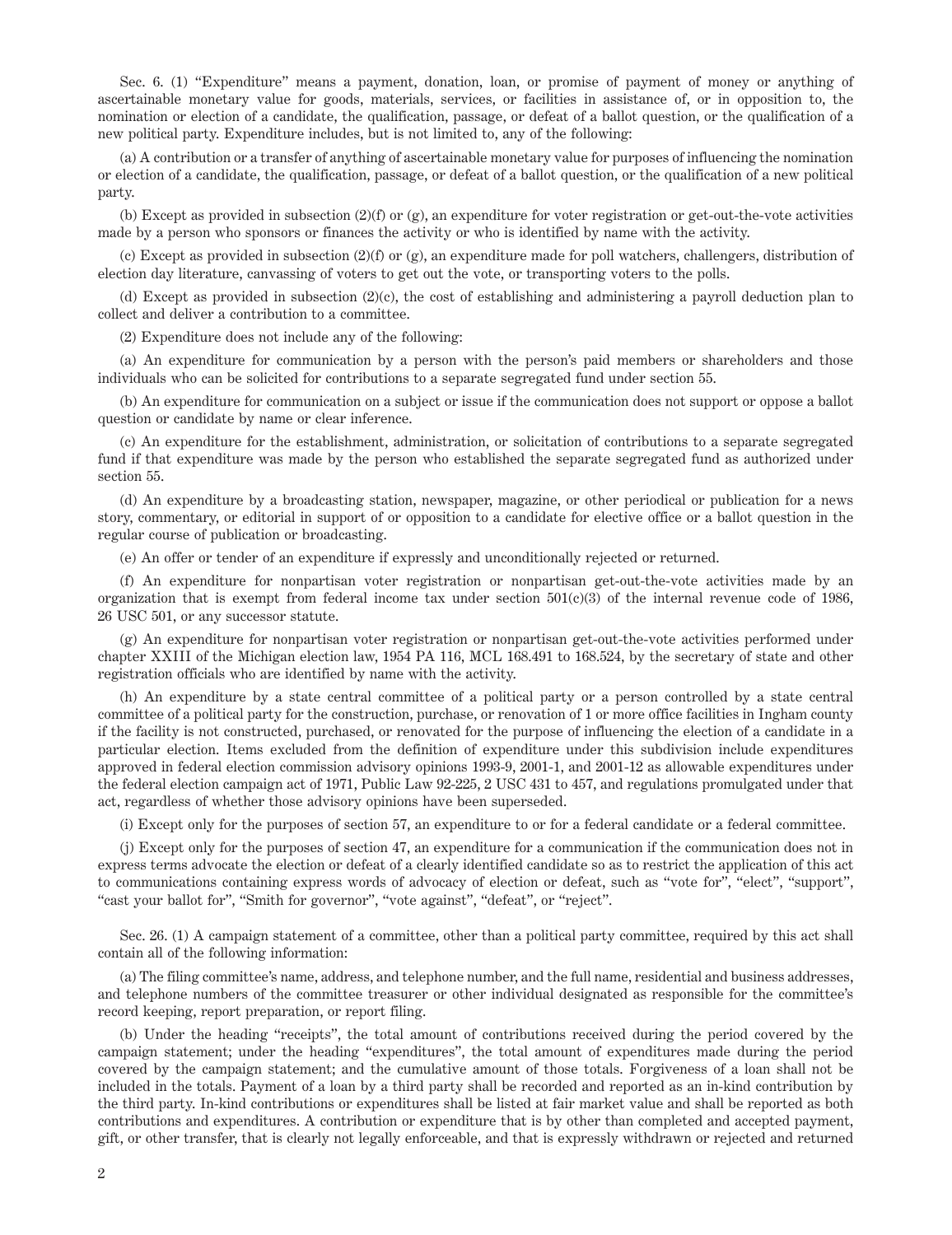Sec. 6. (1) “Expenditure” means a payment, donation, loan, or promise of payment of money or anything of ascertainable monetary value for goods, materials, services, or facilities in assistance of, or in opposition to, the nomination or election of a candidate, the qualification, passage, or defeat of a ballot question, or the qualification of a new political party. Expenditure includes, but is not limited to, any of the following:

(a) A contribution or a transfer of anything of ascertainable monetary value for purposes of influencing the nomination or election of a candidate, the qualification, passage, or defeat of a ballot question, or the qualification of a new political party.

(b) Except as provided in subsection (2)(f) or (g), an expenditure for voter registration or get-out-the-vote activities made by a person who sponsors or finances the activity or who is identified by name with the activity.

(c) Except as provided in subsection (2)(f) or (g), an expenditure made for poll watchers, challengers, distribution of election day literature, canvassing of voters to get out the vote, or transporting voters to the polls.

(d) Except as provided in subsection (2)(c), the cost of establishing and administering a payroll deduction plan to collect and deliver a contribution to a committee.

(2) Expenditure does not include any of the following:

(a) An expenditure for communication by a person with the person’s paid members or shareholders and those individuals who can be solicited for contributions to a separate segregated fund under section 55.

(b) An expenditure for communication on a subject or issue if the communication does not support or oppose a ballot question or candidate by name or clear inference.

(c) An expenditure for the establishment, administration, or solicitation of contributions to a separate segregated fund if that expenditure was made by the person who established the separate segregated fund as authorized under section 55.

(d) An expenditure by a broadcasting station, newspaper, magazine, or other periodical or publication for a news story, commentary, or editorial in support of or opposition to a candidate for elective office or a ballot question in the regular course of publication or broadcasting.

(e) An offer or tender of an expenditure if expressly and unconditionally rejected or returned.

(f) An expenditure for nonpartisan voter registration or nonpartisan get-out-the-vote activities made by an organization that is exempt from federal income tax under section 501(c)(3) of the internal revenue code of 1986, 26 USC 501, or any successor statute.

(g) An expenditure for nonpartisan voter registration or nonpartisan get-out-the-vote activities performed under chapter XXIII of the Michigan election law, 1954 PA 116, MCL 168.491 to 168.524, by the secretary of state and other registration officials who are identified by name with the activity.

(h) An expenditure by a state central committee of a political party or a person controlled by a state central committee of a political party for the construction, purchase, or renovation of 1 or more office facilities in Ingham county if the facility is not constructed, purchased, or renovated for the purpose of influencing the election of a candidate in a particular election. Items excluded from the definition of expenditure under this subdivision include expenditures approved in federal election commission advisory opinions 1993-9, 2001-1, and 2001-12 as allowable expenditures under the federal election campaign act of 1971, Public Law 92-225, 2 USC 431 to 457, and regulations promulgated under that act, regardless of whether those advisory opinions have been superseded.

(i) Except only for the purposes of section 57, an expenditure to or for a federal candidate or a federal committee.

(j) Except only for the purposes of section 47, an expenditure for a communication if the communication does not in express terms advocate the election or defeat of a clearly identified candidate so as to restrict the application of this act to communications containing express words of advocacy of election or defeat, such as “vote for”, “elect”, “support”, “cast your ballot for”, “Smith for governor”, “vote against”, “defeat”, or “reject”.

Sec. 26. (1) A campaign statement of a committee, other than a political party committee, required by this act shall contain all of the following information:

(a) The filing committee’s name, address, and telephone number, and the full name, residential and business addresses, and telephone numbers of the committee treasurer or other individual designated as responsible for the committee’s record keeping, report preparation, or report filing.

(b) Under the heading “receipts”, the total amount of contributions received during the period covered by the campaign statement; under the heading “expenditures”, the total amount of expenditures made during the period covered by the campaign statement; and the cumulative amount of those totals. Forgiveness of a loan shall not be included in the totals. Payment of a loan by a third party shall be recorded and reported as an in-kind contribution by the third party. In-kind contributions or expenditures shall be listed at fair market value and shall be reported as both contributions and expenditures. A contribution or expenditure that is by other than completed and accepted payment, gift, or other transfer, that is clearly not legally enforceable, and that is expressly withdrawn or rejected and returned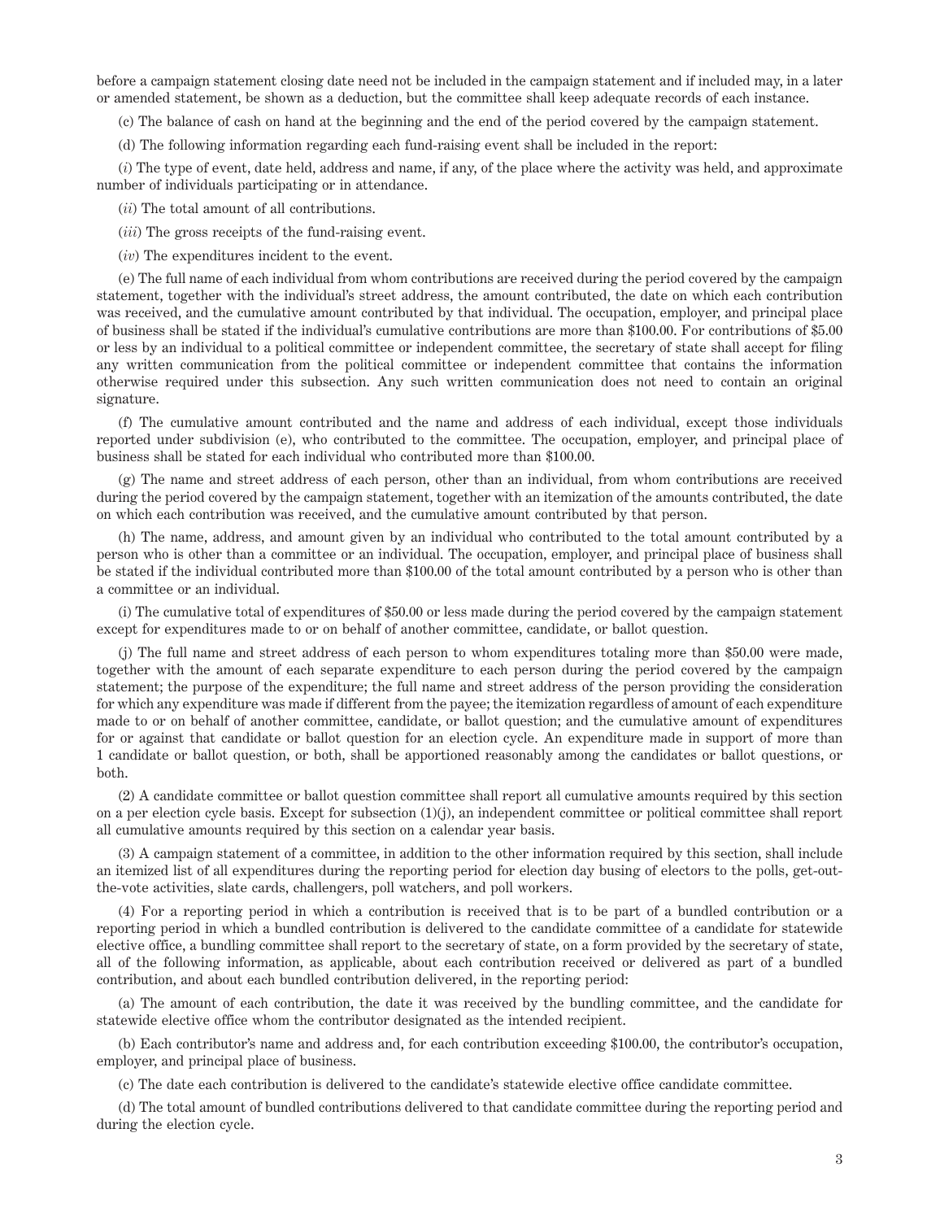before a campaign statement closing date need not be included in the campaign statement and if included may, in a later or amended statement, be shown as a deduction, but the committee shall keep adequate records of each instance.

(c) The balance of cash on hand at the beginning and the end of the period covered by the campaign statement.

(d) The following information regarding each fund-raising event shall be included in the report:

(*i*) The type of event, date held, address and name, if any, of the place where the activity was held, and approximate number of individuals participating or in attendance.

(*ii*) The total amount of all contributions.

(*iii*) The gross receipts of the fund-raising event.

(*iv*) The expenditures incident to the event.

(e) The full name of each individual from whom contributions are received during the period covered by the campaign statement, together with the individual's street address, the amount contributed, the date on which each contribution was received, and the cumulative amount contributed by that individual. The occupation, employer, and principal place of business shall be stated if the individual's cumulative contributions are more than $100.00. For contributions of $5.00 or less by an individual to a political committee or independent committee, the secretary of state shall accept for filing any written communication from the political committee or independent committee that contains the information otherwise required under this subsection. Any such written communication does not need to contain an original signature.

(f) The cumulative amount contributed and the name and address of each individual, except those individuals reported under subdivision (e), who contributed to the committee. The occupation, employer, and principal place of business shall be stated for each individual who contributed more than $100.00.

(g) The name and street address of each person, other than an individual, from whom contributions are received during the period covered by the campaign statement, together with an itemization of the amounts contributed, the date on which each contribution was received, and the cumulative amount contributed by that person.

(h) The name, address, and amount given by an individual who contributed to the total amount contributed by a person who is other than a committee or an individual. The occupation, employer, and principal place of business shall be stated if the individual contributed more than $100.00 of the total amount contributed by a person who is other than a committee or an individual.

(i) The cumulative total of expenditures of $50.00 or less made during the period covered by the campaign statement except for expenditures made to or on behalf of another committee, candidate, or ballot question.

(j) The full name and street address of each person to whom expenditures totaling more than $50.00 were made, together with the amount of each separate expenditure to each person during the period covered by the campaign statement; the purpose of the expenditure; the full name and street address of the person providing the consideration for which any expenditure was made if different from the payee; the itemization regardless of amount of each expenditure made to or on behalf of another committee, candidate, or ballot question; and the cumulative amount of expenditures for or against that candidate or ballot question for an election cycle. An expenditure made in support of more than 1 candidate or ballot question, or both, shall be apportioned reasonably among the candidates or ballot questions, or both.

(2) A candidate committee or ballot question committee shall report all cumulative amounts required by this section on a per election cycle basis. Except for subsection (1)(j), an independent committee or political committee shall report all cumulative amounts required by this section on a calendar year basis.

(3) A campaign statement of a committee, in addition to the other information required by this section, shall include an itemized list of all expenditures during the reporting period for election day busing of electors to the polls, get-out-the-vote activities, slate cards, challengers, poll watchers, and poll workers.

(4) For a reporting period in which a contribution is received that is to be part of a bundled contribution or a reporting period in which a bundled contribution is delivered to the candidate committee of a candidate for statewide elective office, a bundling committee shall report to the secretary of state, on a form provided by the secretary of state, all of the following information, as applicable, about each contribution received or delivered as part of a bundled contribution, and about each bundled contribution delivered, in the reporting period:

(a) The amount of each contribution, the date it was received by the bundling committee, and the candidate for statewide elective office whom the contributor designated as the intended recipient.

(b) Each contributor's name and address and, for each contribution exceeding $100.00, the contributor's occupation, employer, and principal place of business.

(c) The date each contribution is delivered to the candidate's statewide elective office candidate committee.

(d) The total amount of bundled contributions delivered to that candidate committee during the reporting period and during the election cycle.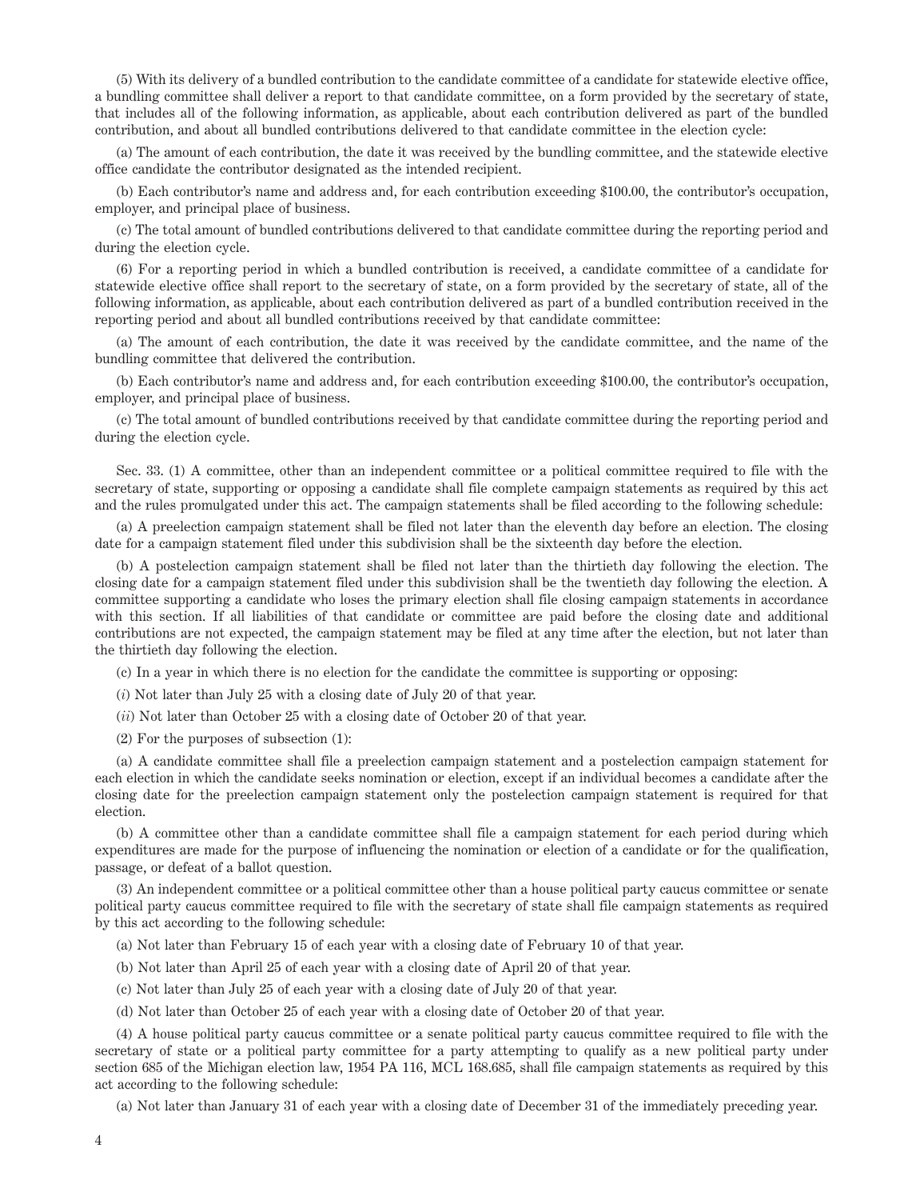(5) With its delivery of a bundled contribution to the candidate committee of a candidate for statewide elective office, a bundling committee shall deliver a report to that candidate committee, on a form provided by the secretary of state, that includes all of the following information, as applicable, about each contribution delivered as part of the bundled contribution, and about all bundled contributions delivered to that candidate committee in the election cycle:

(a) The amount of each contribution, the date it was received by the bundling committee, and the statewide elective office candidate the contributor designated as the intended recipient.

(b) Each contributor's name and address and, for each contribution exceeding $100.00, the contributor's occupation, employer, and principal place of business.

(c) The total amount of bundled contributions delivered to that candidate committee during the reporting period and during the election cycle.

(6) For a reporting period in which a bundled contribution is received, a candidate committee of a candidate for statewide elective office shall report to the secretary of state, on a form provided by the secretary of state, all of the following information, as applicable, about each contribution delivered as part of a bundled contribution received in the reporting period and about all bundled contributions received by that candidate committee:

(a) The amount of each contribution, the date it was received by the candidate committee, and the name of the bundling committee that delivered the contribution.

(b) Each contributor's name and address and, for each contribution exceeding $100.00, the contributor's occupation, employer, and principal place of business.

(c) The total amount of bundled contributions received by that candidate committee during the reporting period and during the election cycle.

Sec. 33. (1) A committee, other than an independent committee or a political committee required to file with the secretary of state, supporting or opposing a candidate shall file complete campaign statements as required by this act and the rules promulgated under this act. The campaign statements shall be filed according to the following schedule:

(a) A preelection campaign statement shall be filed not later than the eleventh day before an election. The closing date for a campaign statement filed under this subdivision shall be the sixteenth day before the election.

(b) A postelection campaign statement shall be filed not later than the thirtieth day following the election. The closing date for a campaign statement filed under this subdivision shall be the twentieth day following the election. A committee supporting a candidate who loses the primary election shall file closing campaign statements in accordance with this section. If all liabilities of that candidate or committee are paid before the closing date and additional contributions are not expected, the campaign statement may be filed at any time after the election, but not later than the thirtieth day following the election.

(c) In a year in which there is no election for the candidate the committee is supporting or opposing:

(*i*) Not later than July 25 with a closing date of July 20 of that year.

(*ii*) Not later than October 25 with a closing date of October 20 of that year.

(2) For the purposes of subsection (1):

(a) A candidate committee shall file a preelection campaign statement and a postelection campaign statement for each election in which the candidate seeks nomination or election, except if an individual becomes a candidate after the closing date for the preelection campaign statement only the postelection campaign statement is required for that election.

(b) A committee other than a candidate committee shall file a campaign statement for each period during which expenditures are made for the purpose of influencing the nomination or election of a candidate or for the qualification, passage, or defeat of a ballot question.

(3) An independent committee or a political committee other than a house political party caucus committee or senate political party caucus committee required to file with the secretary of state shall file campaign statements as required by this act according to the following schedule:

(a) Not later than February 15 of each year with a closing date of February 10 of that year.

(b) Not later than April 25 of each year with a closing date of April 20 of that year.

(c) Not later than July 25 of each year with a closing date of July 20 of that year.

(d) Not later than October 25 of each year with a closing date of October 20 of that year.

(4) A house political party caucus committee or a senate political party caucus committee required to file with the secretary of state or a political party committee for a party attempting to qualify as a new political party under section 685 of the Michigan election law, 1954 PA 116, MCL 168.685, shall file campaign statements as required by this act according to the following schedule:

(a) Not later than January 31 of each year with a closing date of December 31 of the immediately preceding year.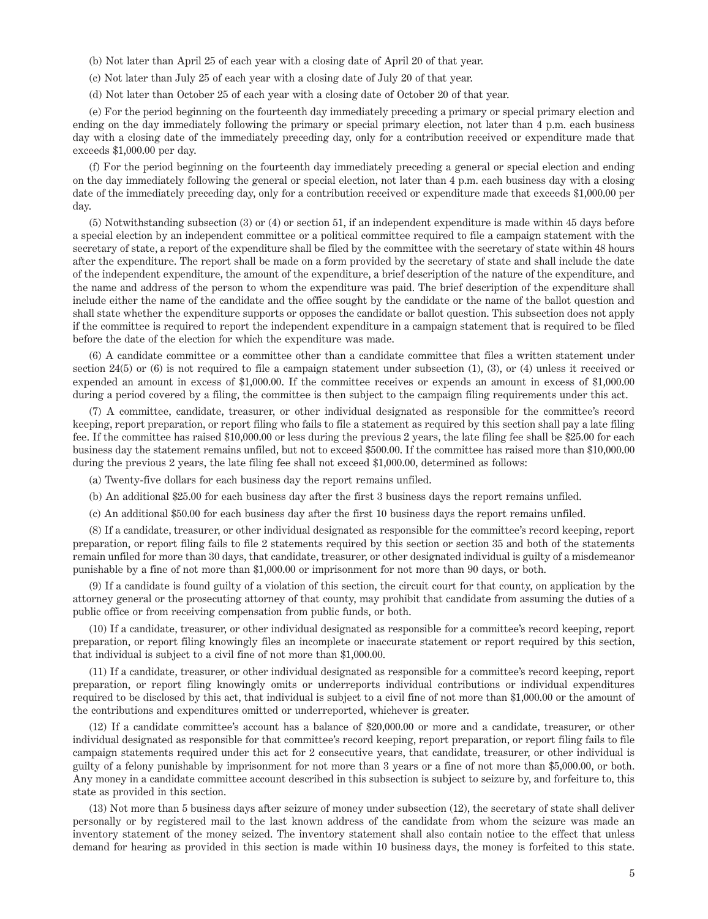(b) Not later than April 25 of each year with a closing date of April 20 of that year.

(c) Not later than July 25 of each year with a closing date of July 20 of that year.

(d) Not later than October 25 of each year with a closing date of October 20 of that year.

(e) For the period beginning on the fourteenth day immediately preceding a primary or special primary election and ending on the day immediately following the primary or special primary election, not later than 4 p.m. each business day with a closing date of the immediately preceding day, only for a contribution received or expenditure made that exceeds $1,000.00 per day.

(f) For the period beginning on the fourteenth day immediately preceding a general or special election and ending on the day immediately following the general or special election, not later than 4 p.m. each business day with a closing date of the immediately preceding day, only for a contribution received or expenditure made that exceeds $1,000.00 per day.

(5) Notwithstanding subsection (3) or (4) or section 51, if an independent expenditure is made within 45 days before a special election by an independent committee or a political committee required to file a campaign statement with the secretary of state, a report of the expenditure shall be filed by the committee with the secretary of state within 48 hours after the expenditure. The report shall be made on a form provided by the secretary of state and shall include the date of the independent expenditure, the amount of the expenditure, a brief description of the nature of the expenditure, and the name and address of the person to whom the expenditure was paid. The brief description of the expenditure shall include either the name of the candidate and the office sought by the candidate or the name of the ballot question and shall state whether the expenditure supports or opposes the candidate or ballot question. This subsection does not apply if the committee is required to report the independent expenditure in a campaign statement that is required to be filed before the date of the election for which the expenditure was made.

(6) A candidate committee or a committee other than a candidate committee that files a written statement under section 24(5) or (6) is not required to file a campaign statement under subsection (1), (3), or (4) unless it received or expended an amount in excess of $1,000.00. If the committee receives or expends an amount in excess of $1,000.00 during a period covered by a filing, the committee is then subject to the campaign filing requirements under this act.

(7) A committee, candidate, treasurer, or other individual designated as responsible for the committee's record keeping, report preparation, or report filing who fails to file a statement as required by this section shall pay a late filing fee. If the committee has raised $10,000.00 or less during the previous 2 years, the late filing fee shall be $25.00 for each business day the statement remains unfiled, but not to exceed $500.00. If the committee has raised more than $10,000.00 during the previous 2 years, the late filing fee shall not exceed $1,000.00, determined as follows:

(a) Twenty-five dollars for each business day the report remains unfiled.

(b) An additional $25.00 for each business day after the first 3 business days the report remains unfiled.

(c) An additional $50.00 for each business day after the first 10 business days the report remains unfiled.

(8) If a candidate, treasurer, or other individual designated as responsible for the committee's record keeping, report preparation, or report filing fails to file 2 statements required by this section or section 35 and both of the statements remain unfiled for more than 30 days, that candidate, treasurer, or other designated individual is guilty of a misdemeanor punishable by a fine of not more than $1,000.00 or imprisonment for not more than 90 days, or both.

(9) If a candidate is found guilty of a violation of this section, the circuit court for that county, on application by the attorney general or the prosecuting attorney of that county, may prohibit that candidate from assuming the duties of a public office or from receiving compensation from public funds, or both.

(10) If a candidate, treasurer, or other individual designated as responsible for a committee's record keeping, report preparation, or report filing knowingly files an incomplete or inaccurate statement or report required by this section, that individual is subject to a civil fine of not more than $1,000.00.

(11) If a candidate, treasurer, or other individual designated as responsible for a committee's record keeping, report preparation, or report filing knowingly omits or underreports individual contributions or individual expenditures required to be disclosed by this act, that individual is subject to a civil fine of not more than $1,000.00 or the amount of the contributions and expenditures omitted or underreported, whichever is greater.

(12) If a candidate committee's account has a balance of $20,000.00 or more and a candidate, treasurer, or other individual designated as responsible for that committee's record keeping, report preparation, or report filing fails to file campaign statements required under this act for 2 consecutive years, that candidate, treasurer, or other individual is guilty of a felony punishable by imprisonment for not more than 3 years or a fine of not more than $5,000.00, or both. Any money in a candidate committee account described in this subsection is subject to seizure by, and forfeiture to, this state as provided in this section.

(13) Not more than 5 business days after seizure of money under subsection (12), the secretary of state shall deliver personally or by registered mail to the last known address of the candidate from whom the seizure was made an inventory statement of the money seized. The inventory statement shall also contain notice to the effect that unless demand for hearing as provided in this section is made within 10 business days, the money is forfeited to this state.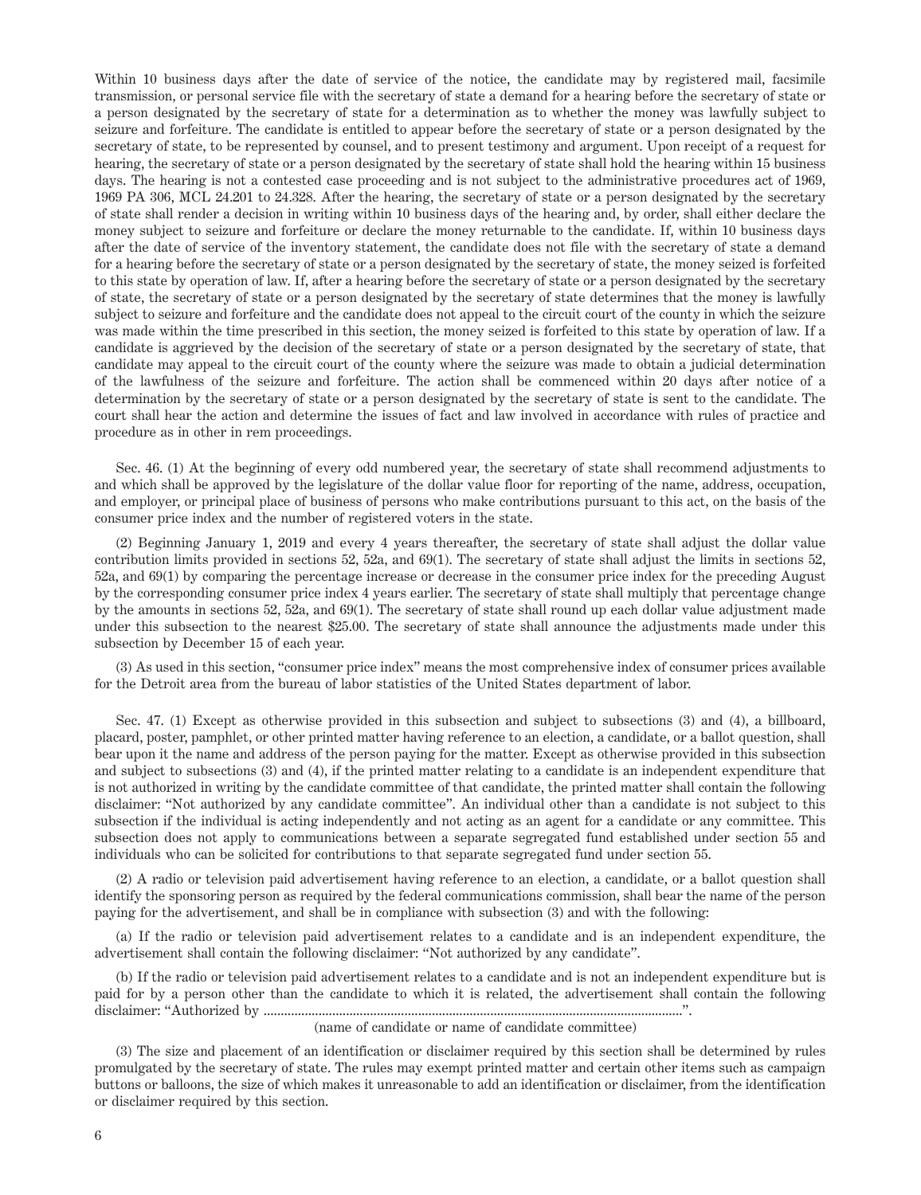Within 10 business days after the date of service of the notice, the candidate may by registered mail, facsimile transmission, or personal service file with the secretary of state a demand for a hearing before the secretary of state or a person designated by the secretary of state for a determination as to whether the money was lawfully subject to seizure and forfeiture. The candidate is entitled to appear before the secretary of state or a person designated by the secretary of state, to be represented by counsel, and to present testimony and argument. Upon receipt of a request for hearing, the secretary of state or a person designated by the secretary of state shall hold the hearing within 15 business days. The hearing is not a contested case proceeding and is not subject to the administrative procedures act of 1969, 1969 PA 306, MCL 24.201 to 24.328. After the hearing, the secretary of state or a person designated by the secretary of state shall render a decision in writing within 10 business days of the hearing and, by order, shall either declare the money subject to seizure and forfeiture or declare the money returnable to the candidate. If, within 10 business days after the date of service of the inventory statement, the candidate does not file with the secretary of state a demand for a hearing before the secretary of state or a person designated by the secretary of state, the money seized is forfeited to this state by operation of law. If, after a hearing before the secretary of state or a person designated by the secretary of state, the secretary of state or a person designated by the secretary of state determines that the money is lawfully subject to seizure and forfeiture and the candidate does not appeal to the circuit court of the county in which the seizure was made within the time prescribed in this section, the money seized is forfeited to this state by operation of law. If a candidate is aggrieved by the decision of the secretary of state or a person designated by the secretary of state, that candidate may appeal to the circuit court of the county where the seizure was made to obtain a judicial determination of the lawfulness of the seizure and forfeiture. The action shall be commenced within 20 days after notice of a determination by the secretary of state or a person designated by the secretary of state is sent to the candidate. The court shall hear the action and determine the issues of fact and law involved in accordance with rules of practice and procedure as in other in rem proceedings.

Sec. 46. (1) At the beginning of every odd numbered year, the secretary of state shall recommend adjustments to and which shall be approved by the legislature of the dollar value floor for reporting of the name, address, occupation, and employer, or principal place of business of persons who make contributions pursuant to this act, on the basis of the consumer price index and the number of registered voters in the state.

(2) Beginning January 1, 2019 and every 4 years thereafter, the secretary of state shall adjust the dollar value contribution limits provided in sections 52, 52a, and 69(1). The secretary of state shall adjust the limits in sections 52, 52a, and 69(1) by comparing the percentage increase or decrease in the consumer price index for the preceding August by the corresponding consumer price index 4 years earlier. The secretary of state shall multiply that percentage change by the amounts in sections 52, 52a, and 69(1). The secretary of state shall round up each dollar value adjustment made under this subsection to the nearest $25.00. The secretary of state shall announce the adjustments made under this subsection by December 15 of each year.

(3) As used in this section, "consumer price index" means the most comprehensive index of consumer prices available for the Detroit area from the bureau of labor statistics of the United States department of labor.

Sec. 47. (1) Except as otherwise provided in this subsection and subject to subsections (3) and (4), a billboard, placard, poster, pamphlet, or other printed matter having reference to an election, a candidate, or a ballot question, shall bear upon it the name and address of the person paying for the matter. Except as otherwise provided in this subsection and subject to subsections (3) and (4), if the printed matter relating to a candidate is an independent expenditure that is not authorized in writing by the candidate committee of that candidate, the printed matter shall contain the following disclaimer: "Not authorized by any candidate committee". An individual other than a candidate is not subject to this subsection if the individual is acting independently and not acting as an agent for a candidate or any committee. This subsection does not apply to communications between a separate segregated fund established under section 55 and individuals who can be solicited for contributions to that separate segregated fund under section 55.

(2) A radio or television paid advertisement having reference to an election, a candidate, or a ballot question shall identify the sponsoring person as required by the federal communications commission, shall bear the name of the person paying for the advertisement, and shall be in compliance with subsection (3) and with the following:

(a) If the radio or television paid advertisement relates to a candidate and is an independent expenditure, the advertisement shall contain the following disclaimer: "Not authorized by any candidate".

(b) If the radio or television paid advertisement relates to a candidate and is not an independent expenditure but is paid for by a person other than the candidate to which it is related, the advertisement shall contain the following disclaimer: "Authorized by ..........................................................................................................................".

(name of candidate or name of candidate committee)

(3) The size and placement of an identification or disclaimer required by this section shall be determined by rules promulgated by the secretary of state. The rules may exempt printed matter and certain other items such as campaign buttons or balloons, the size of which makes it unreasonable to add an identification or disclaimer, from the identification or disclaimer required by this section.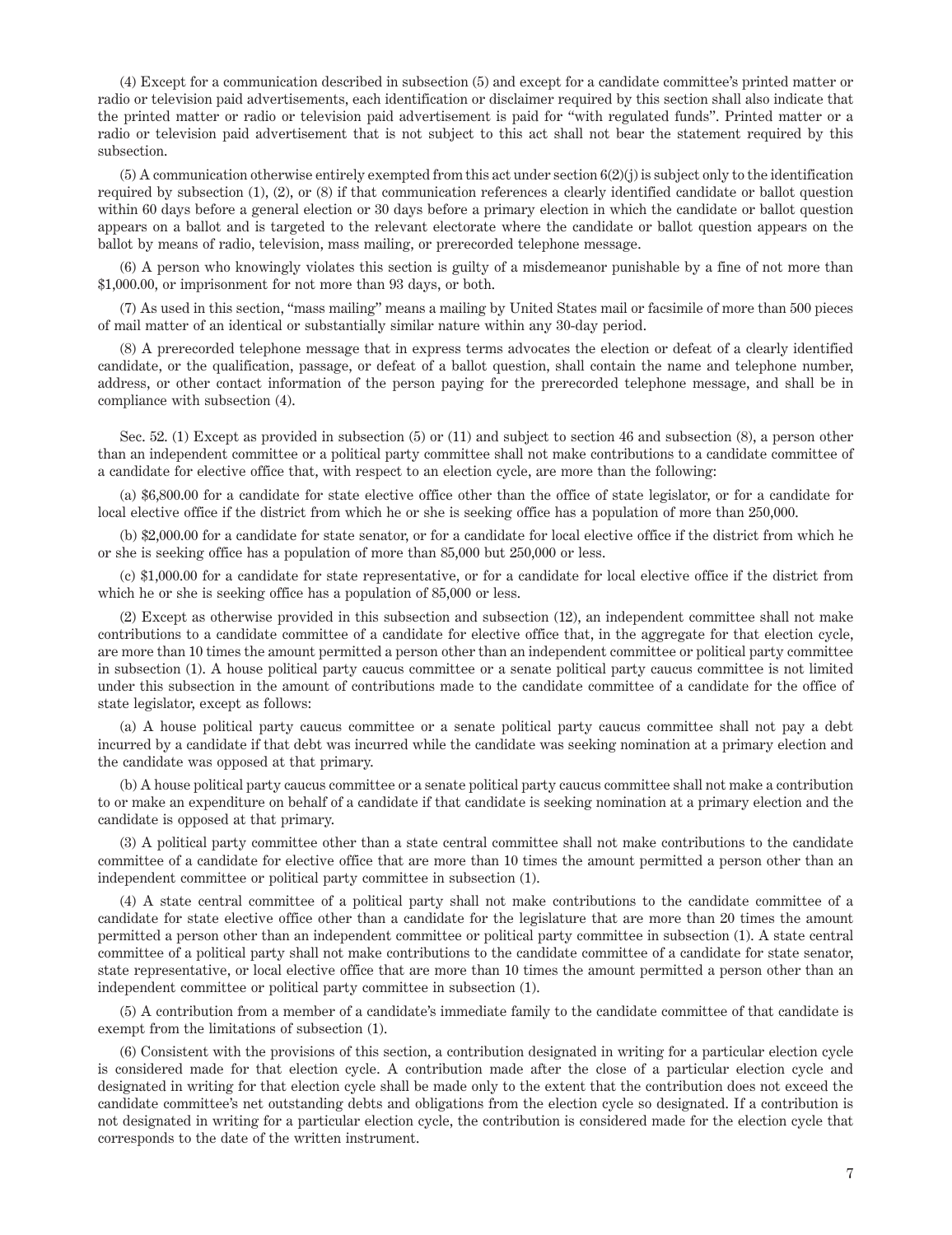(4) Except for a communication described in subsection (5) and except for a candidate committee's printed matter or radio or television paid advertisements, each identification or disclaimer required by this section shall also indicate that the printed matter or radio or television paid advertisement is paid for "with regulated funds". Printed matter or a radio or television paid advertisement that is not subject to this act shall not bear the statement required by this subsection.

(5) A communication otherwise entirely exempted from this act under section 6(2)(j) is subject only to the identification required by subsection (1), (2), or (8) if that communication references a clearly identified candidate or ballot question within 60 days before a general election or 30 days before a primary election in which the candidate or ballot question appears on a ballot and is targeted to the relevant electorate where the candidate or ballot question appears on the ballot by means of radio, television, mass mailing, or prerecorded telephone message.

(6) A person who knowingly violates this section is guilty of a misdemeanor punishable by a fine of not more than $1,000.00, or imprisonment for not more than 93 days, or both.

(7) As used in this section, "mass mailing" means a mailing by United States mail or facsimile of more than 500 pieces of mail matter of an identical or substantially similar nature within any 30-day period.

(8) A prerecorded telephone message that in express terms advocates the election or defeat of a clearly identified candidate, or the qualification, passage, or defeat of a ballot question, shall contain the name and telephone number, address, or other contact information of the person paying for the prerecorded telephone message, and shall be in compliance with subsection (4).

Sec. 52. (1) Except as provided in subsection (5) or (11) and subject to section 46 and subsection (8), a person other than an independent committee or a political party committee shall not make contributions to a candidate committee of a candidate for elective office that, with respect to an election cycle, are more than the following:

(a) $6,800.00 for a candidate for state elective office other than the office of state legislator, or for a candidate for local elective office if the district from which he or she is seeking office has a population of more than 250,000.

(b) $2,000.00 for a candidate for state senator, or for a candidate for local elective office if the district from which he or she is seeking office has a population of more than 85,000 but 250,000 or less.

(c) $1,000.00 for a candidate for state representative, or for a candidate for local elective office if the district from which he or she is seeking office has a population of 85,000 or less.

(2) Except as otherwise provided in this subsection and subsection (12), an independent committee shall not make contributions to a candidate committee of a candidate for elective office that, in the aggregate for that election cycle, are more than 10 times the amount permitted a person other than an independent committee or political party committee in subsection (1). A house political party caucus committee or a senate political party caucus committee is not limited under this subsection in the amount of contributions made to the candidate committee of a candidate for the office of state legislator, except as follows:

(a) A house political party caucus committee or a senate political party caucus committee shall not pay a debt incurred by a candidate if that debt was incurred while the candidate was seeking nomination at a primary election and the candidate was opposed at that primary.

(b) A house political party caucus committee or a senate political party caucus committee shall not make a contribution to or make an expenditure on behalf of a candidate if that candidate is seeking nomination at a primary election and the candidate is opposed at that primary.

(3) A political party committee other than a state central committee shall not make contributions to the candidate committee of a candidate for elective office that are more than 10 times the amount permitted a person other than an independent committee or political party committee in subsection (1).

(4) A state central committee of a political party shall not make contributions to the candidate committee of a candidate for state elective office other than a candidate for the legislature that are more than 20 times the amount permitted a person other than an independent committee or political party committee in subsection (1). A state central committee of a political party shall not make contributions to the candidate committee of a candidate for state senator, state representative, or local elective office that are more than 10 times the amount permitted a person other than an independent committee or political party committee in subsection (1).

(5) A contribution from a member of a candidate's immediate family to the candidate committee of that candidate is exempt from the limitations of subsection (1).

(6) Consistent with the provisions of this section, a contribution designated in writing for a particular election cycle is considered made for that election cycle. A contribution made after the close of a particular election cycle and designated in writing for that election cycle shall be made only to the extent that the contribution does not exceed the candidate committee's net outstanding debts and obligations from the election cycle so designated. If a contribution is not designated in writing for a particular election cycle, the contribution is considered made for the election cycle that corresponds to the date of the written instrument.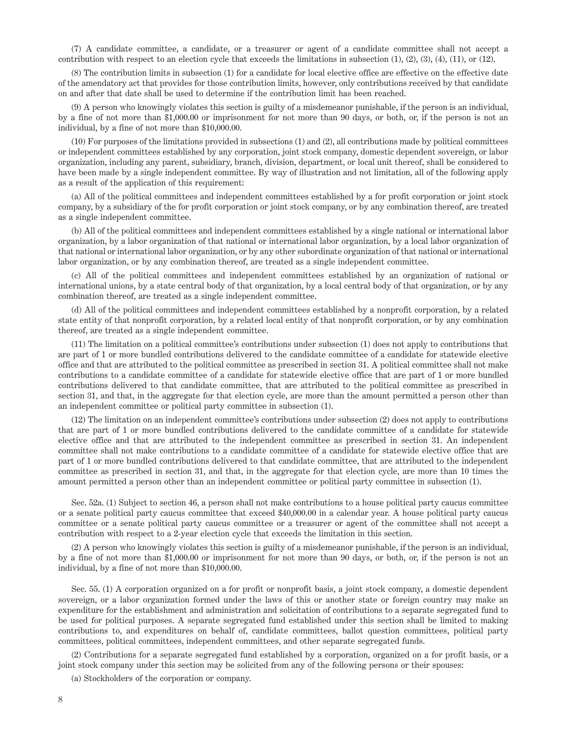(7) A candidate committee, a candidate, or a treasurer or agent of a candidate committee shall not accept a contribution with respect to an election cycle that exceeds the limitations in subsection (1), (2), (3), (4), (11), or (12).

(8) The contribution limits in subsection (1) for a candidate for local elective office are effective on the effective date of the amendatory act that provides for those contribution limits, however, only contributions received by that candidate on and after that date shall be used to determine if the contribution limit has been reached.

(9) A person who knowingly violates this section is guilty of a misdemeanor punishable, if the person is an individual, by a fine of not more than $1,000.00 or imprisonment for not more than 90 days, or both, or, if the person is not an individual, by a fine of not more than $10,000.00.

(10) For purposes of the limitations provided in subsections (1) and (2), all contributions made by political committees or independent committees established by any corporation, joint stock company, domestic dependent sovereign, or labor organization, including any parent, subsidiary, branch, division, department, or local unit thereof, shall be considered to have been made by a single independent committee. By way of illustration and not limitation, all of the following apply as a result of the application of this requirement:

(a) All of the political committees and independent committees established by a for profit corporation or joint stock company, by a subsidiary of the for profit corporation or joint stock company, or by any combination thereof, are treated as a single independent committee.

(b) All of the political committees and independent committees established by a single national or international labor organization, by a labor organization of that national or international labor organization, by a local labor organization of that national or international labor organization, or by any other subordinate organization of that national or international labor organization, or by any combination thereof, are treated as a single independent committee.

(c) All of the political committees and independent committees established by an organization of national or international unions, by a state central body of that organization, by a local central body of that organization, or by any combination thereof, are treated as a single independent committee.

(d) All of the political committees and independent committees established by a nonprofit corporation, by a related state entity of that nonprofit corporation, by a related local entity of that nonprofit corporation, or by any combination thereof, are treated as a single independent committee.

(11) The limitation on a political committee's contributions under subsection (1) does not apply to contributions that are part of 1 or more bundled contributions delivered to the candidate committee of a candidate for statewide elective office and that are attributed to the political committee as prescribed in section 31. A political committee shall not make contributions to a candidate committee of a candidate for statewide elective office that are part of 1 or more bundled contributions delivered to that candidate committee, that are attributed to the political committee as prescribed in section 31, and that, in the aggregate for that election cycle, are more than the amount permitted a person other than an independent committee or political party committee in subsection (1).

(12) The limitation on an independent committee's contributions under subsection (2) does not apply to contributions that are part of 1 or more bundled contributions delivered to the candidate committee of a candidate for statewide elective office and that are attributed to the independent committee as prescribed in section 31. An independent committee shall not make contributions to a candidate committee of a candidate for statewide elective office that are part of 1 or more bundled contributions delivered to that candidate committee, that are attributed to the independent committee as prescribed in section 31, and that, in the aggregate for that election cycle, are more than 10 times the amount permitted a person other than an independent committee or political party committee in subsection (1).

Sec. 52a. (1) Subject to section 46, a person shall not make contributions to a house political party caucus committee or a senate political party caucus committee that exceed $40,000.00 in a calendar year. A house political party caucus committee or a senate political party caucus committee or a treasurer or agent of the committee shall not accept a contribution with respect to a 2-year election cycle that exceeds the limitation in this section.

(2) A person who knowingly violates this section is guilty of a misdemeanor punishable, if the person is an individual, by a fine of not more than $1,000.00 or imprisonment for not more than 90 days, or both, or, if the person is not an individual, by a fine of not more than $10,000.00.

Sec. 55. (1) A corporation organized on a for profit or nonprofit basis, a joint stock company, a domestic dependent sovereign, or a labor organization formed under the laws of this or another state or foreign country may make an expenditure for the establishment and administration and solicitation of contributions to a separate segregated fund to be used for political purposes. A separate segregated fund established under this section shall be limited to making contributions to, and expenditures on behalf of, candidate committees, ballot question committees, political party committees, political committees, independent committees, and other separate segregated funds.

(2) Contributions for a separate segregated fund established by a corporation, organized on a for profit basis, or a joint stock company under this section may be solicited from any of the following persons or their spouses:

(a) Stockholders of the corporation or company.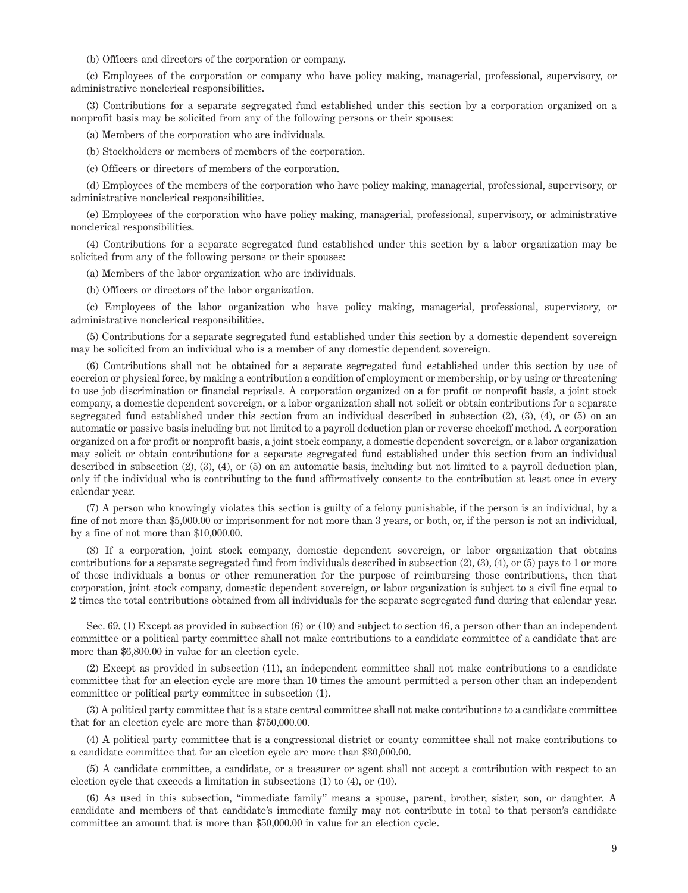(b) Officers and directors of the corporation or company.

(c) Employees of the corporation or company who have policy making, managerial, professional, supervisory, or administrative nonclerical responsibilities.

(3) Contributions for a separate segregated fund established under this section by a corporation organized on a nonprofit basis may be solicited from any of the following persons or their spouses:

(a) Members of the corporation who are individuals.

(b) Stockholders or members of members of the corporation.

(c) Officers or directors of members of the corporation.

(d) Employees of the members of the corporation who have policy making, managerial, professional, supervisory, or administrative nonclerical responsibilities.

(e) Employees of the corporation who have policy making, managerial, professional, supervisory, or administrative nonclerical responsibilities.

(4) Contributions for a separate segregated fund established under this section by a labor organization may be solicited from any of the following persons or their spouses:

(a) Members of the labor organization who are individuals.

(b) Officers or directors of the labor organization.

(c) Employees of the labor organization who have policy making, managerial, professional, supervisory, or administrative nonclerical responsibilities.

(5) Contributions for a separate segregated fund established under this section by a domestic dependent sovereign may be solicited from an individual who is a member of any domestic dependent sovereign.

(6) Contributions shall not be obtained for a separate segregated fund established under this section by use of coercion or physical force, by making a contribution a condition of employment or membership, or by using or threatening to use job discrimination or financial reprisals. A corporation organized on a for profit or nonprofit basis, a joint stock company, a domestic dependent sovereign, or a labor organization shall not solicit or obtain contributions for a separate segregated fund established under this section from an individual described in subsection (2), (3), (4), or (5) on an automatic or passive basis including but not limited to a payroll deduction plan or reverse checkoff method. A corporation organized on a for profit or nonprofit basis, a joint stock company, a domestic dependent sovereign, or a labor organization may solicit or obtain contributions for a separate segregated fund established under this section from an individual described in subsection (2), (3), (4), or (5) on an automatic basis, including but not limited to a payroll deduction plan, only if the individual who is contributing to the fund affirmatively consents to the contribution at least once in every calendar year.

(7) A person who knowingly violates this section is guilty of a felony punishable, if the person is an individual, by a fine of not more than $5,000.00 or imprisonment for not more than 3 years, or both, or, if the person is not an individual, by a fine of not more than $10,000.00.

(8) If a corporation, joint stock company, domestic dependent sovereign, or labor organization that obtains contributions for a separate segregated fund from individuals described in subsection (2), (3), (4), or (5) pays to 1 or more of those individuals a bonus or other remuneration for the purpose of reimbursing those contributions, then that corporation, joint stock company, domestic dependent sovereign, or labor organization is subject to a civil fine equal to 2 times the total contributions obtained from all individuals for the separate segregated fund during that calendar year.

Sec. 69. (1) Except as provided in subsection (6) or (10) and subject to section 46, a person other than an independent committee or a political party committee shall not make contributions to a candidate committee of a candidate that are more than $6,800.00 in value for an election cycle.

(2) Except as provided in subsection (11), an independent committee shall not make contributions to a candidate committee that for an election cycle are more than 10 times the amount permitted a person other than an independent committee or political party committee in subsection (1).

(3) A political party committee that is a state central committee shall not make contributions to a candidate committee that for an election cycle are more than $750,000.00.

(4) A political party committee that is a congressional district or county committee shall not make contributions to a candidate committee that for an election cycle are more than $30,000.00.

(5) A candidate committee, a candidate, or a treasurer or agent shall not accept a contribution with respect to an election cycle that exceeds a limitation in subsections (1) to (4), or (10).

(6) As used in this subsection, "immediate family" means a spouse, parent, brother, sister, son, or daughter. A candidate and members of that candidate's immediate family may not contribute in total to that person's candidate committee an amount that is more than $50,000.00 in value for an election cycle.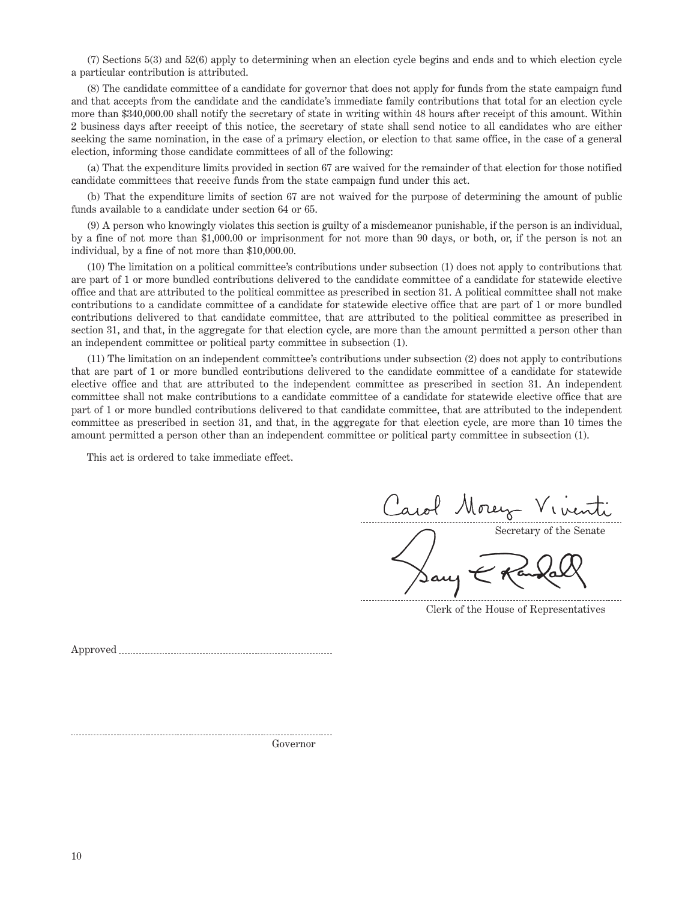(7) Sections 5(3) and 52(6) apply to determining when an election cycle begins and ends and to which election cycle a particular contribution is attributed.

(8) The candidate committee of a candidate for governor that does not apply for funds from the state campaign fund and that accepts from the candidate and the candidate's immediate family contributions that total for an election cycle more than $340,000.00 shall notify the secretary of state in writing within 48 hours after receipt of this amount. Within 2 business days after receipt of this notice, the secretary of state shall send notice to all candidates who are either seeking the same nomination, in the case of a primary election, or election to that same office, in the case of a general election, informing those candidate committees of all of the following:

(a) That the expenditure limits provided in section 67 are waived for the remainder of that election for those notified candidate committees that receive funds from the state campaign fund under this act.

(b) That the expenditure limits of section 67 are not waived for the purpose of determining the amount of public funds available to a candidate under section 64 or 65.

(9) A person who knowingly violates this section is guilty of a misdemeanor punishable, if the person is an individual, by a fine of not more than $1,000.00 or imprisonment for not more than 90 days, or both, or, if the person is not an individual, by a fine of not more than $10,000.00.

(10) The limitation on a political committee's contributions under subsection (1) does not apply to contributions that are part of 1 or more bundled contributions delivered to the candidate committee of a candidate for statewide elective office and that are attributed to the political committee as prescribed in section 31. A political committee shall not make contributions to a candidate committee of a candidate for statewide elective office that are part of 1 or more bundled contributions delivered to that candidate committee, that are attributed to the political committee as prescribed in section 31, and that, in the aggregate for that election cycle, are more than the amount permitted a person other than an independent committee or political party committee in subsection (1).

(11) The limitation on an independent committee's contributions under subsection (2) does not apply to contributions that are part of 1 or more bundled contributions delivered to the candidate committee of a candidate for statewide elective office and that are attributed to the independent committee as prescribed in section 31. An independent committee shall not make contributions to a candidate committee of a candidate for statewide elective office that are part of 1 or more bundled contributions delivered to that candidate committee, that are attributed to the independent committee as prescribed in section 31, and that, in the aggregate for that election cycle, are more than 10 times the amount permitted a person other than an independent committee or political party committee in subsection (1).

This act is ordered to take immediate effect.

Carol Morey Viventi

Secretary of the Senate

Gary E Randall

Clerk of the House of Representatives

Approved ............................................

............................................

Governor